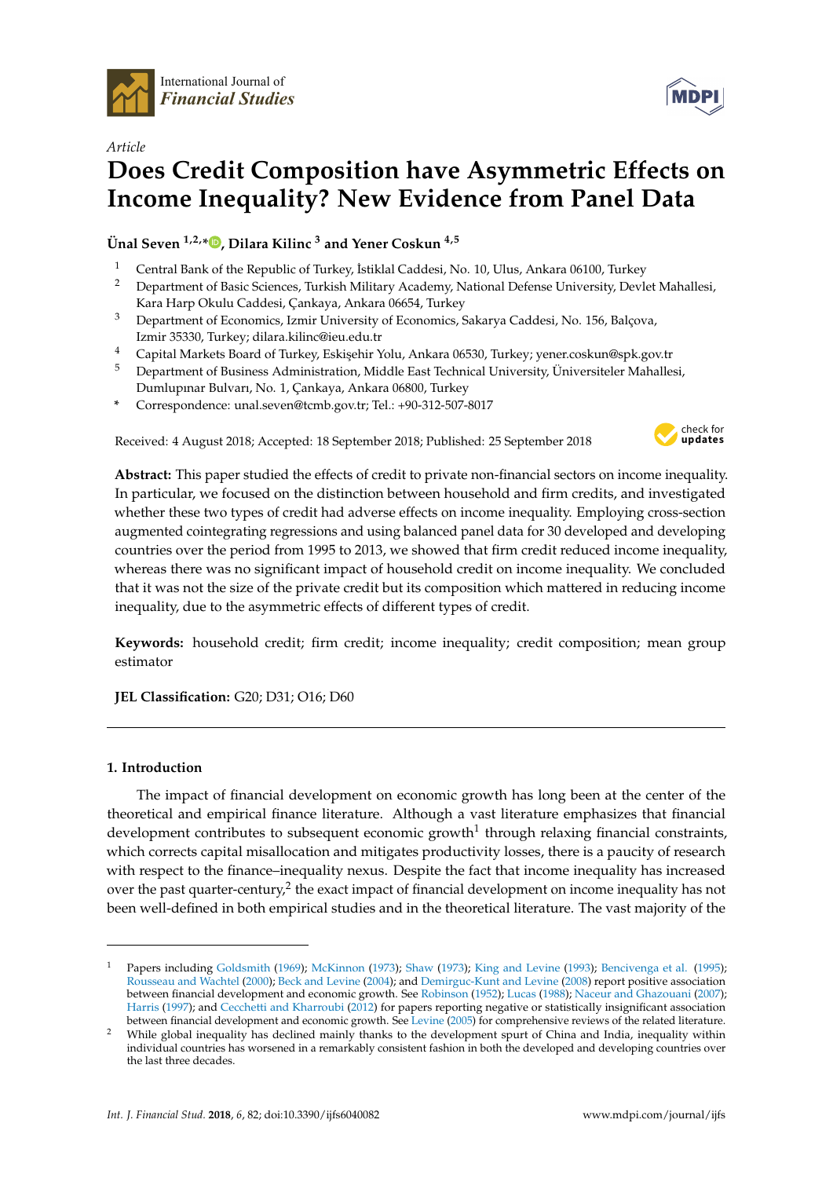International Journal of *Financial Studies*

*Article*

# Does Credit Composition have Asymmetric Effects on Income Inequality? New Evidence from Panel Data

**Ünal Seven [1,2,*], Dilara Kilinc [3] and Yener Coskun [4,5]**

1. Central Bank of the Republic of Turkey, İstiklal Caddesi, No. 10, Ulus, Ankara 06100, Turkey
2. Department of Basic Sciences, Turkish Military Academy, National Defense University, Devlet Mahallesi, Kara Harp Okulu Caddesi, Çankaya, Ankara 06654, Turkey
3. Department of Economics, Izmir University of Economics, Sakarya Caddesi, No. 156, Balçova, Izmir 35330, Turkey; dilara.kilinc@ieu.edu.tr
4. Capital Markets Board of Turkey, Eskişehir Yolu, Ankara 06530, Turkey; yener.coskun@spk.gov.tr
5. Department of Business Administration, Middle East Technical University, Üniversiteler Mahallesi, Dumlupınar Bulvarı, No. 1, Çankaya, Ankara 06800, Turkey

\* Correspondence: unal.seven@tcmb.gov.tr; Tel.: +90-312-507-8017

Received: 4 August 2018; Accepted: 18 September 2018; Published: 25 September 2018

**Abstract:** This paper studied the effects of credit to private non-financial sectors on income inequality. In particular, we focused on the distinction between household and firm credits, and investigated whether these two types of credit had adverse effects on income inequality. Employing cross-section augmented cointegrating regressions and using balanced panel data for 30 developed and developing countries over the period from 1995 to 2013, we showed that firm credit reduced income inequality, whereas there was no significant impact of household credit on income inequality. We concluded that it was not the size of the private credit but its composition which mattered in reducing income inequality, due to the asymmetric effects of different types of credit.

**Keywords:** household credit; firm credit; income inequality; credit composition; mean group estimator

**JEL Classification:** G20; D31; O16; D60

## 1. Introduction

The impact of financial development on economic growth has long been at the center of the theoretical and empirical finance literature. Although a vast literature emphasizes that financial development contributes to subsequent economic growth[1] through relaxing financial constraints, which corrects capital misallocation and mitigates productivity losses, there is a paucity of research with respect to the finance–inequality nexus. Despite the fact that income inequality has increased over the past quarter-century,[2] the exact impact of financial development on income inequality has not been well-defined in both empirical studies and in the theoretical literature. The vast majority of the

---

[1] Papers including Goldsmith (1969); McKinnon (1973); Shaw (1973); King and Levine (1993); Bencivenga et al. (1995); Rousseau and Wachtel (2000); Beck and Levine (2004); and Demirguc-Kunt and Levine (2008) report positive association between financial development and economic growth. See Robinson (1952); Lucas (1988); Naceur and Ghazouani (2007); Harris (1997); and Cecchetti and Kharroubi (2012) for papers reporting negative or statistically insignificant association between financial development and economic growth. See Levine (2005) for comprehensive reviews of the related literature.

[2] While global inequality has declined mainly thanks to the development spurt of China and India, inequality within individual countries has worsened in a remarkably consistent fashion in both the developed and developing countries over the last three decades.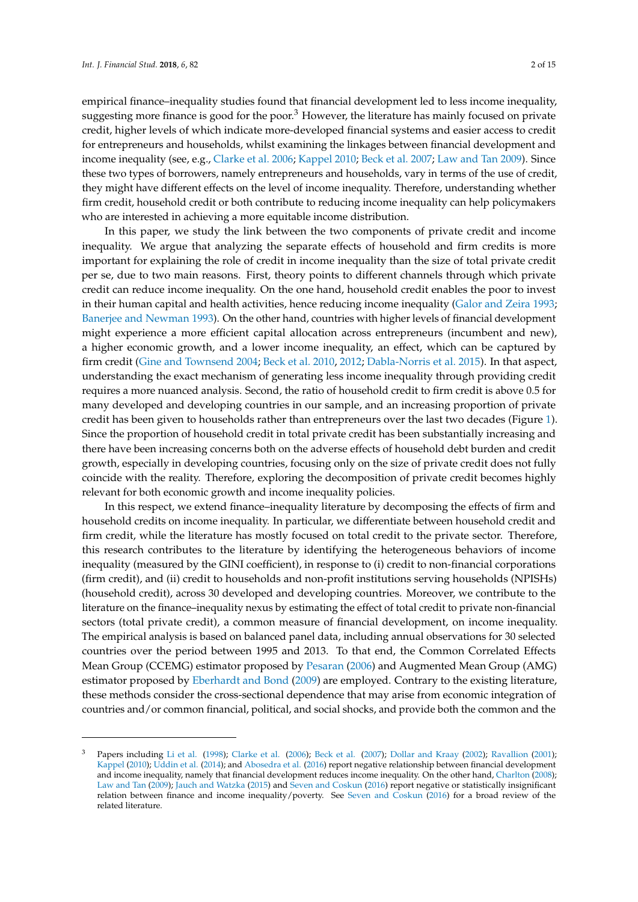empirical finance–inequality studies found that financial development led to less income inequality, suggesting more finance is good for the poor.[3] However, the literature has mainly focused on private credit, higher levels of which indicate more-developed financial systems and easier access to credit for entrepreneurs and households, whilst examining the linkages between financial development and income inequality (see, e.g., Clarke et al. 2006; Kappel 2010; Beck et al. 2007; Law and Tan 2009). Since these two types of borrowers, namely entrepreneurs and households, vary in terms of the use of credit, they might have different effects on the level of income inequality. Therefore, understanding whether firm credit, household credit or both contribute to reducing income inequality can help policymakers who are interested in achieving a more equitable income distribution.

In this paper, we study the link between the two components of private credit and income inequality. We argue that analyzing the separate effects of household and firm credits is more important for explaining the role of credit in income inequality than the size of total private credit per se, due to two main reasons. First, theory points to different channels through which private credit can reduce income inequality. On the one hand, household credit enables the poor to invest in their human capital and health activities, hence reducing income inequality (Galor and Zeira 1993; Banerjee and Newman 1993). On the other hand, countries with higher levels of financial development might experience a more efficient capital allocation across entrepreneurs (incumbent and new), a higher economic growth, and a lower income inequality, an effect, which can be captured by firm credit (Gine and Townsend 2004; Beck et al. 2010, 2012; Dabla-Norris et al. 2015). In that aspect, understanding the exact mechanism of generating less income inequality through providing credit requires a more nuanced analysis. Second, the ratio of household credit to firm credit is above 0.5 for many developed and developing countries in our sample, and an increasing proportion of private credit has been given to households rather than entrepreneurs over the last two decades (Figure 1). Since the proportion of household credit in total private credit has been substantially increasing and there have been increasing concerns both on the adverse effects of household debt burden and credit growth, especially in developing countries, focusing only on the size of private credit does not fully coincide with the reality. Therefore, exploring the decomposition of private credit becomes highly relevant for both economic growth and income inequality policies.

In this respect, we extend finance–inequality literature by decomposing the effects of firm and household credits on income inequality. In particular, we differentiate between household credit and firm credit, while the literature has mostly focused on total credit to the private sector. Therefore, this research contributes to the literature by identifying the heterogeneous behaviors of income inequality (measured by the GINI coefficient), in response to (i) credit to non-financial corporations (firm credit), and (ii) credit to households and non-profit institutions serving households (NPISHs) (household credit), across 30 developed and developing countries. Moreover, we contribute to the literature on the finance–inequality nexus by estimating the effect of total credit to private non-financial sectors (total private credit), a common measure of financial development, on income inequality. The empirical analysis is based on balanced panel data, including annual observations for 30 selected countries over the period between 1995 and 2013. To that end, the Common Correlated Effects Mean Group (CCEMG) estimator proposed by Pesaran (2006) and Augmented Mean Group (AMG) estimator proposed by Eberhardt and Bond (2009) are employed. Contrary to the existing literature, these methods consider the cross-sectional dependence that may arise from economic integration of countries and/or common financial, political, and social shocks, and provide both the common and the

---

[3] Papers including Li et al. (1998); Clarke et al. (2006); Beck et al. (2007); Dollar and Kraay (2002); Ravallion (2001); Kappel (2010); Uddin et al. (2014); and Abosedra et al. (2016) report negative relationship between financial development and income inequality, namely that financial development reduces income inequality. On the other hand, Charlton (2008); Law and Tan (2009); Jauch and Watzka (2015) and Seven and Coskun (2016) report negative or statistically insignificant relation between finance and income inequality/poverty. See Seven and Coskun (2016) for a broad review of the related literature.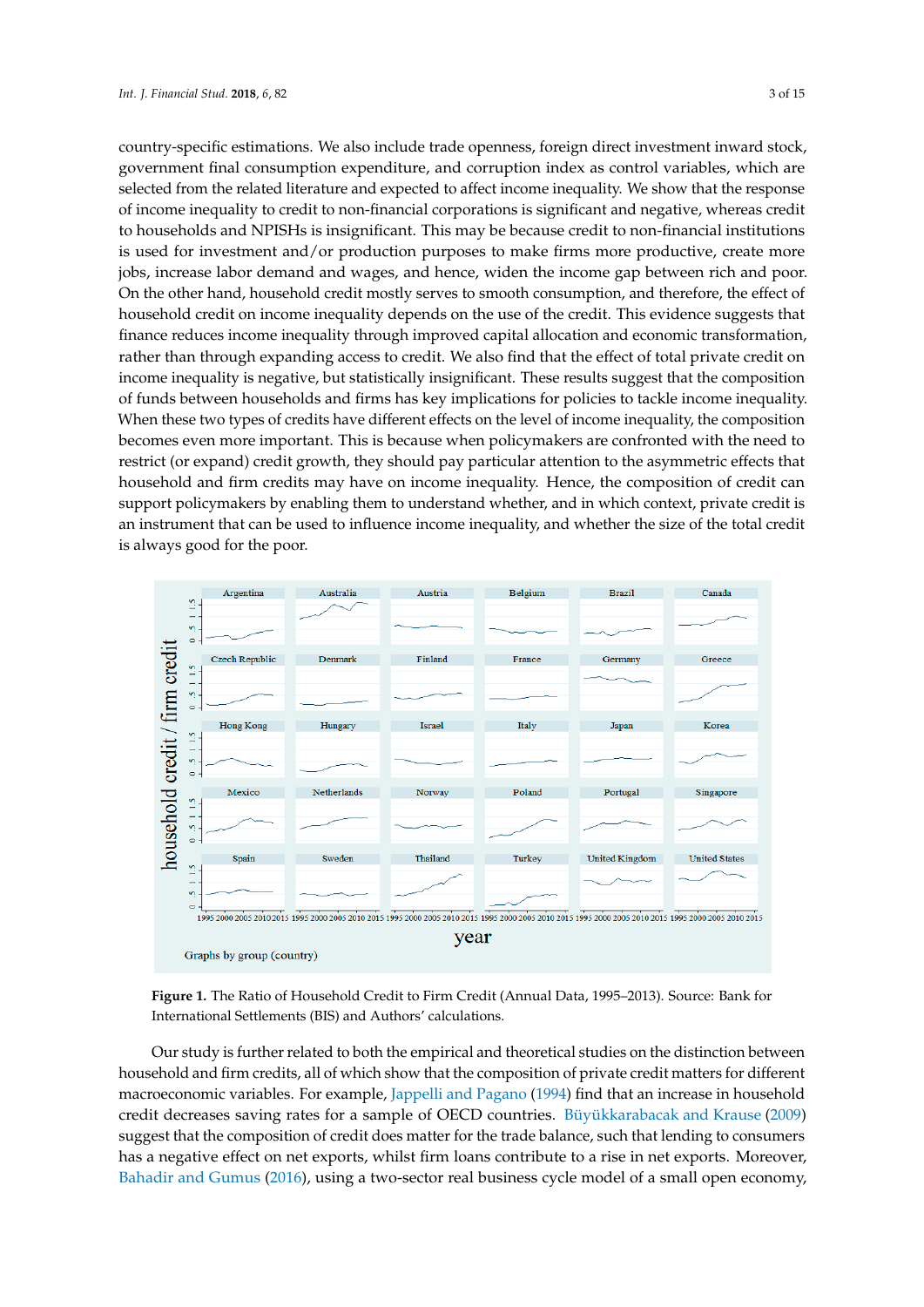country-specific estimations. We also include trade openness, foreign direct investment inward stock, government final consumption expenditure, and corruption index as control variables, which are selected from the related literature and expected to affect income inequality. We show that the response of income inequality to credit to non-financial corporations is significant and negative, whereas credit to households and NPISHs is insignificant. This may be because credit to non-financial institutions is used for investment and/or production purposes to make firms more productive, create more jobs, increase labor demand and wages, and hence, widen the income gap between rich and poor. On the other hand, household credit mostly serves to smooth consumption, and therefore, the effect of household credit on income inequality depends on the use of the credit. This evidence suggests that finance reduces income inequality through improved capital allocation and economic transformation, rather than through expanding access to credit. We also find that the effect of total private credit on income inequality is negative, but statistically insignificant. These results suggest that the composition of funds between households and firms has key implications for policies to tackle income inequality. When these two types of credits have different effects on the level of income inequality, the composition becomes even more important. This is because when policymakers are confronted with the need to restrict (or expand) credit growth, they should pay particular attention to the asymmetric effects that household and firm credits may have on income inequality. Hence, the composition of credit can support policymakers by enabling them to understand whether, and in which context, private credit is an instrument that can be used to influence income inequality, and whether the size of the total credit is always good for the poor.

**Figure 1.** The Ratio of Household Credit to Firm Credit (Annual Data, 1995–2013). Source: Bank for International Settlements (BIS) and Authors' calculations.

Our study is further related to both the empirical and theoretical studies on the distinction between household and firm credits, all of which show that the composition of private credit matters for different macroeconomic variables. For example, Jappelli and Pagano (1994) find that an increase in household credit decreases saving rates for a sample of OECD countries. Büyükkarabacak and Krause (2009) suggest that the composition of credit does matter for the trade balance, such that lending to consumers has a negative effect on net exports, whilst firm loans contribute to a rise in net exports. Moreover, Bahadir and Gumus (2016), using a two-sector real business cycle model of a small open economy,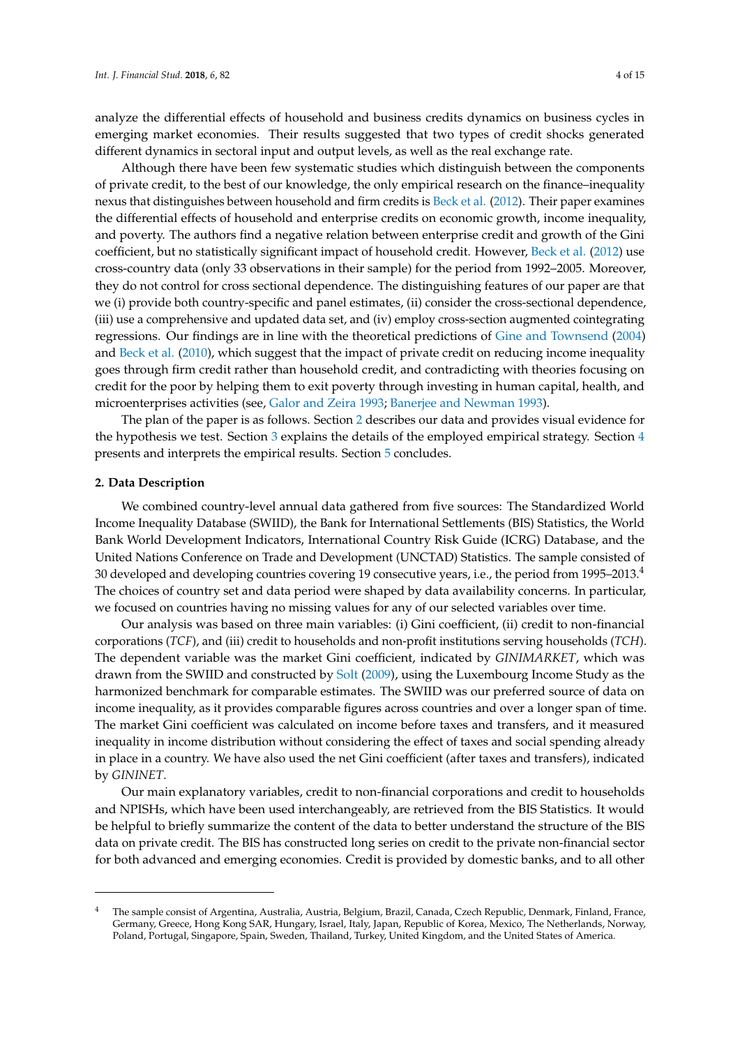analyze the differential effects of household and business credits dynamics on business cycles in emerging market economies. Their results suggested that two types of credit shocks generated different dynamics in sectoral input and output levels, as well as the real exchange rate.

Although there have been few systematic studies which distinguish between the components of private credit, to the best of our knowledge, the only empirical research on the finance–inequality nexus that distinguishes between household and firm credits is Beck et al. (2012). Their paper examines the differential effects of household and enterprise credits on economic growth, income inequality, and poverty. The authors find a negative relation between enterprise credit and growth of the Gini coefficient, but no statistically significant impact of household credit. However, Beck et al. (2012) use cross-country data (only 33 observations in their sample) for the period from 1992–2005. Moreover, they do not control for cross sectional dependence. The distinguishing features of our paper are that we (i) provide both country-specific and panel estimates, (ii) consider the cross-sectional dependence, (iii) use a comprehensive and updated data set, and (iv) employ cross-section augmented cointegrating regressions. Our findings are in line with the theoretical predictions of Gine and Townsend (2004) and Beck et al. (2010), which suggest that the impact of private credit on reducing income inequality goes through firm credit rather than household credit, and contradicting with theories focusing on credit for the poor by helping them to exit poverty through investing in human capital, health, and microenterprises activities (see, Galor and Zeira 1993; Banerjee and Newman 1993).

The plan of the paper is as follows. Section 2 describes our data and provides visual evidence for the hypothesis we test. Section 3 explains the details of the employed empirical strategy. Section 4 presents and interprets the empirical results. Section 5 concludes.

## 2. Data Description

We combined country-level annual data gathered from five sources: The Standardized World Income Inequality Database (SWIID), the Bank for International Settlements (BIS) Statistics, the World Bank World Development Indicators, International Country Risk Guide (ICRG) Database, and the United Nations Conference on Trade and Development (UNCTAD) Statistics. The sample consisted of 30 developed and developing countries covering 19 consecutive years, i.e., the period from 1995–2013.[4] The choices of country set and data period were shaped by data availability concerns. In particular, we focused on countries having no missing values for any of our selected variables over time.

Our analysis was based on three main variables: (i) Gini coefficient, (ii) credit to non-financial corporations (*TCF*), and (iii) credit to households and non-profit institutions serving households (*TCH*). The dependent variable was the market Gini coefficient, indicated by *GINIMARKET*, which was drawn from the SWIID and constructed by Solt (2009), using the Luxembourg Income Study as the harmonized benchmark for comparable estimates. The SWIID was our preferred source of data on income inequality, as it provides comparable figures across countries and over a longer span of time. The market Gini coefficient was calculated on income before taxes and transfers, and it measured inequality in income distribution without considering the effect of taxes and social spending already in place in a country. We have also used the net Gini coefficient (after taxes and transfers), indicated by *GININET*.

Our main explanatory variables, credit to non-financial corporations and credit to households and NPISHs, which have been used interchangeably, are retrieved from the BIS Statistics. It would be helpful to briefly summarize the content of the data to better understand the structure of the BIS data on private credit. The BIS has constructed long series on credit to the private non-financial sector for both advanced and emerging economies. Credit is provided by domestic banks, and to all other

---

[4] The sample consist of Argentina, Australia, Austria, Belgium, Brazil, Canada, Czech Republic, Denmark, Finland, France, Germany, Greece, Hong Kong SAR, Hungary, Israel, Italy, Japan, Republic of Korea, Mexico, The Netherlands, Norway, Poland, Portugal, Singapore, Spain, Sweden, Thailand, Turkey, United Kingdom, and the United States of America.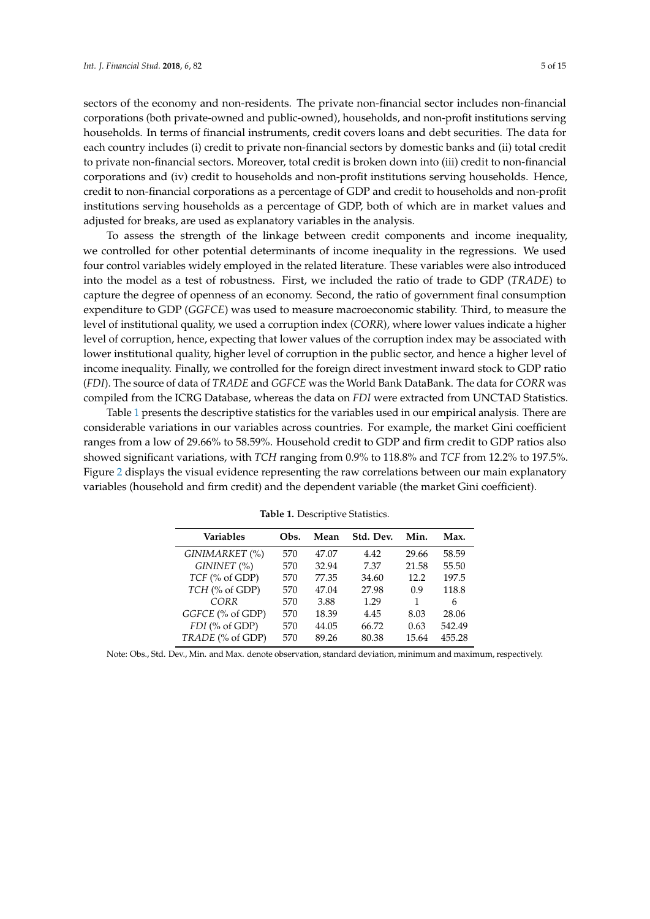sectors of the economy and non-residents. The private non-financial sector includes non-financial corporations (both private-owned and public-owned), households, and non-profit institutions serving households. In terms of financial instruments, credit covers loans and debt securities. The data for each country includes (i) credit to private non-financial sectors by domestic banks and (ii) total credit to private non-financial sectors. Moreover, total credit is broken down into (iii) credit to non-financial corporations and (iv) credit to households and non-profit institutions serving households. Hence, credit to non-financial corporations as a percentage of GDP and credit to households and non-profit institutions serving households as a percentage of GDP, both of which are in market values and adjusted for breaks, are used as explanatory variables in the analysis.

To assess the strength of the linkage between credit components and income inequality, we controlled for other potential determinants of income inequality in the regressions. We used four control variables widely employed in the related literature. These variables were also introduced into the model as a test of robustness. First, we included the ratio of trade to GDP (*TRADE*) to capture the degree of openness of an economy. Second, the ratio of government final consumption expenditure to GDP (*GGFCE*) was used to measure macroeconomic stability. Third, to measure the level of institutional quality, we used a corruption index (*CORR*), where lower values indicate a higher level of corruption, hence, expecting that lower values of the corruption index may be associated with lower institutional quality, higher level of corruption in the public sector, and hence a higher level of income inequality. Finally, we controlled for the foreign direct investment inward stock to GDP ratio (*FDI*). The source of data of *TRADE* and *GGFCE* was the World Bank DataBank. The data for *CORR* was compiled from the ICRG Database, whereas the data on *FDI* were extracted from UNCTAD Statistics.

Table 1 presents the descriptive statistics for the variables used in our empirical analysis. There are considerable variations in our variables across countries. For example, the market Gini coefficient ranges from a low of 29.66% to 58.59%. Household credit to GDP and firm credit to GDP ratios also showed significant variations, with *TCH* ranging from 0.9% to 118.8% and *TCF* from 12.2% to 197.5%. Figure 2 displays the visual evidence representing the raw correlations between our main explanatory variables (household and firm credit) and the dependent variable (the market Gini coefficient).

**Table 1.** Descriptive Statistics.

| Variables | Obs. | Mean | Std. Dev. | Min. | Max. |
|---|---|---|---|---|---|
| *GINIMARKET* (%) | 570 | 47.07 | 4.42 | 29.66 | 58.59 |
| *GININET* (%) | 570 | 32.94 | 7.37 | 21.58 | 55.50 |
| *TCF* (% of GDP) | 570 | 77.35 | 34.60 | 12.2 | 197.5 |
| *TCH* (% of GDP) | 570 | 47.04 | 27.98 | 0.9 | 118.8 |
| *CORR* | 570 | 3.88 | 1.29 | 1 | 6 |
| *GGFCE* (% of GDP) | 570 | 18.39 | 4.45 | 8.03 | 28.06 |
| *FDI* (% of GDP) | 570 | 44.05 | 66.72 | 0.63 | 542.49 |
| *TRADE* (% of GDP) | 570 | 89.26 | 80.38 | 15.64 | 455.28 |

Note: Obs., Std. Dev., Min. and Max. denote observation, standard deviation, minimum and maximum, respectively.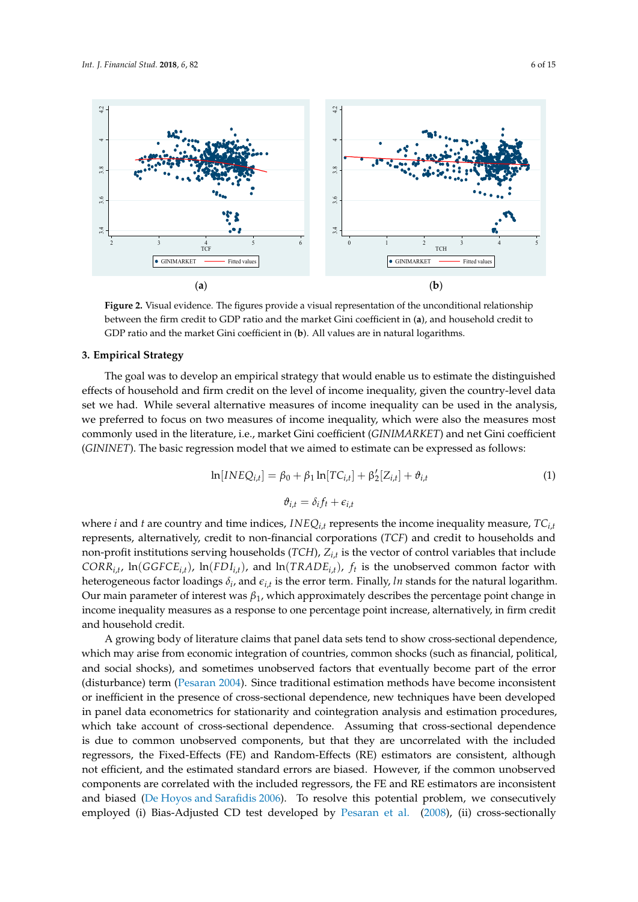(a) (b)

**Figure 2.** Visual evidence. The figures provide a visual representation of the unconditional relationship between the firm credit to GDP ratio and the market Gini coefficient in (**a**), and household credit to GDP ratio and the market Gini coefficient in (**b**). All values are in natural logarithms.

## 3. Empirical Strategy

The goal was to develop an empirical strategy that would enable us to estimate the distinguished effects of household and firm credit on the level of income inequality, given the country-level data set we had. While several alternative measures of income inequality can be used in the analysis, we preferred to focus on two measures of income inequality, which were also the measures most commonly used in the literature, i.e., market Gini coefficient (*GINIMARKET*) and net Gini coefficient (*GININET*). The basic regression model that we aimed to estimate can be expressed as follows:

$$\ln[INEQ_{i,t}] = \beta_0 + \beta_1 \ln[TC_{i,t}] + \beta_2'[Z_{i,t}] + \vartheta_{i,t} \quad (1)$$

$$\vartheta_{i,t} = \delta_i f_t + \epsilon_{i,t}$$

where $i$ and $t$ are country and time indices, $INEQ_{i,t}$ represents the income inequality measure, $TC_{i,t}$ represents, alternatively, credit to non-financial corporations (*TCF*) and credit to households and non-profit institutions serving households (*TCH*), $Z_{i,t}$ is the vector of control variables that include $CORR_{i,t}$, $\ln(GGFCE_{i,t})$, $\ln(FDI_{i,t})$, and $\ln(TRADE_{i,t})$, $f_t$ is the unobserved common factor with heterogeneous factor loadings $\delta_i$, and $\epsilon_{i,t}$ is the error term. Finally, *ln* stands for the natural logarithm. Our main parameter of interest was $\beta_1$, which approximately describes the percentage point change in income inequality measures as a response to one percentage point increase, alternatively, in firm credit and household credit.

A growing body of literature claims that panel data sets tend to show cross-sectional dependence, which may arise from economic integration of countries, common shocks (such as financial, political, and social shocks), and sometimes unobserved factors that eventually become part of the error (disturbance) term (Pesaran 2004). Since traditional estimation methods have become inconsistent or inefficient in the presence of cross-sectional dependence, new techniques have been developed in panel data econometrics for stationarity and cointegration analysis and estimation procedures, which take account of cross-sectional dependence. Assuming that cross-sectional dependence is due to common unobserved components, but that they are uncorrelated with the included regressors, the Fixed-Effects (FE) and Random-Effects (RE) estimators are consistent, although not efficient, and the estimated standard errors are biased. However, if the common unobserved components are correlated with the included regressors, the FE and RE estimators are inconsistent and biased (De Hoyos and Sarafidis 2006). To resolve this potential problem, we consecutively employed (i) Bias-Adjusted CD test developed by Pesaran et al. (2008), (ii) cross-sectionally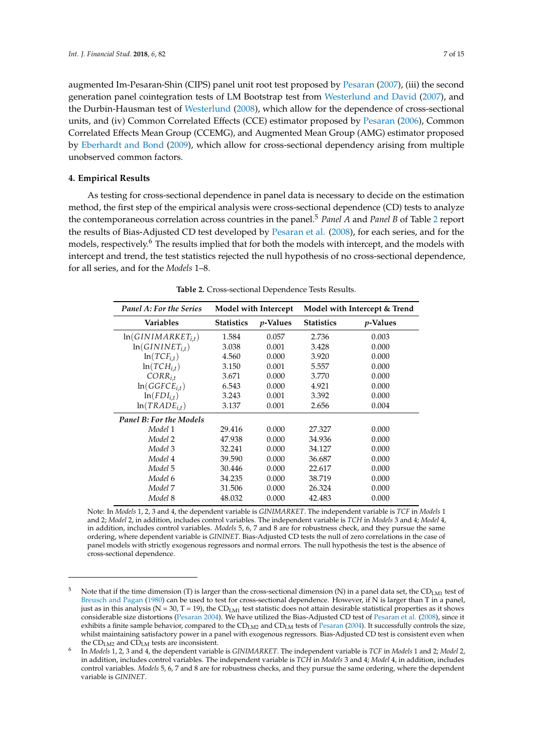augmented Im-Pesaran-Shin (CIPS) panel unit root test proposed by Pesaran (2007), (iii) the second generation panel cointegration tests of LM Bootstrap test from Westerlund and David (2007), and the Durbin-Hausman test of Westerlund (2008), which allow for the dependence of cross-sectional units, and (iv) Common Correlated Effects (CCE) estimator proposed by Pesaran (2006), Common Correlated Effects Mean Group (CCEMG), and Augmented Mean Group (AMG) estimator proposed by Eberhardt and Bond (2009), which allow for cross-sectional dependency arising from multiple unobserved common factors.

#### 4. Empirical Results

As testing for cross-sectional dependence in panel data is necessary to decide on the estimation method, the first step of the empirical analysis were cross-sectional dependence (CD) tests to analyze the contemporaneous correlation across countries in the panel.[5] *Panel A* and *Panel B* of Table 2 report the results of Bias-Adjusted CD test developed by Pesaran et al. (2008), for each series, and for the models, respectively.[6] The results implied that for both the models with intercept, and the models with intercept and trend, the test statistics rejected the null hypothesis of no cross-sectional dependence, for all series, and for the *Models* 1–8.

**Table 2.** Cross-sectional Dependence Tests Results.

| *Panel A: For the Series* | Model with Intercept | | Model with Intercept & Trend | |
|---|---|---|---|---|
| **Variables** | **Statistics** | ***p*-Values** | **Statistics** | ***p*-Values** |
| $\ln(GINIMARKET_{i,t})$ | 1.584 | 0.057 | 2.736 | 0.003 |
| $\ln(GININET_{i,t})$ | 3.038 | 0.001 | 3.428 | 0.000 |
| $\ln(TCF_{i,t})$ | 4.560 | 0.000 | 3.920 | 0.000 |
| $\ln(TCH_{i,t})$ | 3.150 | 0.001 | 5.557 | 0.000 |
| $CORR_{i,t}$ | 3.671 | 0.000 | 3.770 | 0.000 |
| $\ln(GGFCE_{i,t})$ | 6.543 | 0.000 | 4.921 | 0.000 |
| $\ln(FDI_{i,t})$ | 3.243 | 0.001 | 3.392 | 0.000 |
| $\ln(TRADE_{i,t})$ | 3.137 | 0.001 | 2.656 | 0.004 |
| ***Panel B: For the Models*** | | | | |
| *Model* 1 | 29.416 | 0.000 | 27.327 | 0.000 |
| *Model* 2 | 47.938 | 0.000 | 34.936 | 0.000 |
| *Model* 3 | 32.241 | 0.000 | 34.127 | 0.000 |
| *Model* 4 | 39.590 | 0.000 | 36.687 | 0.000 |
| *Model* 5 | 30.446 | 0.000 | 22.617 | 0.000 |
| *Model* 6 | 34.235 | 0.000 | 38.719 | 0.000 |
| *Model* 7 | 31.506 | 0.000 | 26.324 | 0.000 |
| *Model* 8 | 48.032 | 0.000 | 42.483 | 0.000 |

Note: In *Models* 1, 2, 3 and 4, the dependent variable is *GINIMARKET*. The independent variable is *TCF* in *Models* 1 and 2; *Model* 2, in addition, includes control variables. The independent variable is *TCH* in *Models* 3 and 4; *Model* 4, in addition, includes control variables. *Models* 5, 6, 7 and 8 are for robustness check, and they pursue the same ordering, where dependent variable is *GININET*. Bias-Adjusted CD tests the null of zero correlations in the case of panel models with strictly exogenous regressors and normal errors. The null hypothesis the test is the absence of cross-sectional dependence.

[5] Note that if the time dimension (T) is larger than the cross-sectional dimension (N) in a panel data set, the $CD_{LM1}$ test of Breusch and Pagan (1980) can be used to test for cross-sectional dependence. However, if N is larger than T in a panel, just as in this analysis (N = 30, T = 19), the $CD_{LM1}$ test statistic does not attain desirable statistical properties as it shows considerable size distortions (Pesaran 2004). We have utilized the Bias-Adjusted CD test of Pesaran et al. (2008), since it exhibits a finite sample behavior, compared to the $CD_{LM2}$ and $CD_{LM}$ tests of Pesaran (2004). It successfully controls the size, whilst maintaining satisfactory power in a panel with exogenous regressors. Bias-Adjusted CD test is consistent even when the $CD_{LM2}$ and $CD_{LM}$ tests are inconsistent.

[6] In *Models* 1, 2, 3 and 4, the dependent variable is *GINIMARKET*. The independent variable is *TCF* in *Models* 1 and 2; *Model* 2, in addition, includes control variables. The independent variable is *TCH* in *Models* 3 and 4; *Model* 4, in addition, includes control variables. *Models* 5, 6, 7 and 8 are for robustness checks, and they pursue the same ordering, where the dependent variable is *GININET*.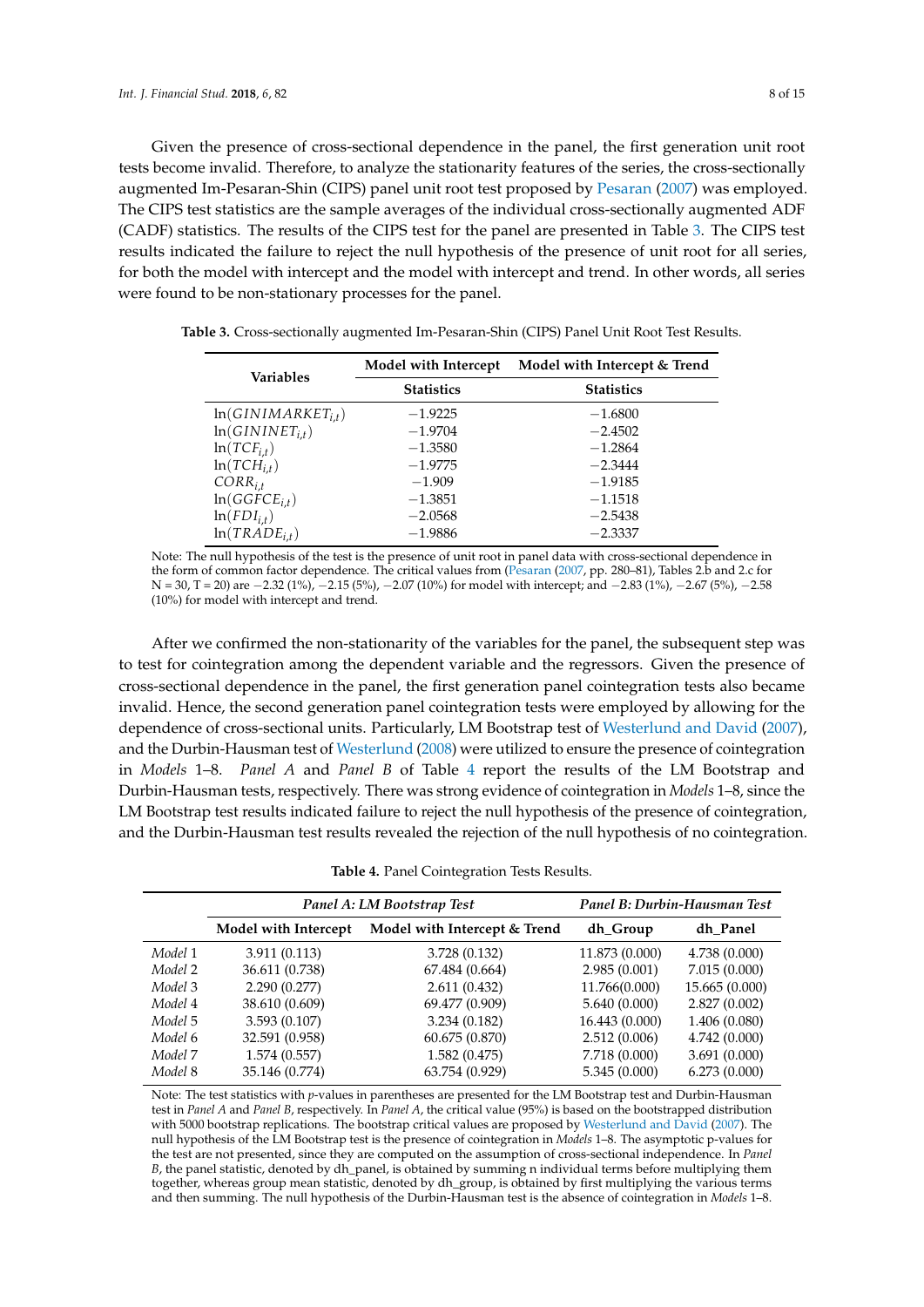Given the presence of cross-sectional dependence in the panel, the first generation unit root tests become invalid. Therefore, to analyze the stationarity features of the series, the cross-sectionally augmented Im-Pesaran-Shin (CIPS) panel unit root test proposed by Pesaran (2007) was employed. The CIPS test statistics are the sample averages of the individual cross-sectionally augmented ADF (CADF) statistics. The results of the CIPS test for the panel are presented in Table 3. The CIPS test results indicated the failure to reject the null hypothesis of the presence of unit root for all series, for both the model with intercept and the model with intercept and trend. In other words, all series were found to be non-stationary processes for the panel.

**Table 3.** Cross-sectionally augmented Im-Pesaran-Shin (CIPS) Panel Unit Root Test Results.

| Variables | Model with Intercept | Model with Intercept & Trend |
|---|---|---|
| | **Statistics** | **Statistics** |
| $\ln(GINIMARKET_{i,t})$ | −1.9225 | −1.6800 |
| $\ln(GININET_{i,t})$ | −1.9704 | −2.4502 |
| $\ln(TCF_{i,t})$ | −1.3580 | −1.2864 |
| $\ln(TCH_{i,t})$ | −1.9775 | −2.3444 |
| $CORR_{i,t}$ | −1.909 | −1.9185 |
| $\ln(GGFCE_{i,t})$ | −1.3851 | −1.1518 |
| $\ln(FDI_{i,t})$ | −2.0568 | −2.5438 |
| $\ln(TRADE_{i,t})$ | −1.9886 | −2.3337 |

Note: The null hypothesis of the test is the presence of unit root in panel data with cross-sectional dependence in the form of common factor dependence. The critical values from (Pesaran (2007, pp. 280–81), Tables 2.b and 2.c for N = 30, T = 20) are −2.32 (1%), −2.15 (5%), −2.07 (10%) for model with intercept; and −2.83 (1%), −2.67 (5%), −2.58 (10%) for model with intercept and trend.

After we confirmed the non-stationarity of the variables for the panel, the subsequent step was to test for cointegration among the dependent variable and the regressors. Given the presence of cross-sectional dependence in the panel, the first generation panel cointegration tests also became invalid. Hence, the second generation panel cointegration tests were employed by allowing for the dependence of cross-sectional units. Particularly, LM Bootstrap test of Westerlund and David (2007), and the Durbin-Hausman test of Westerlund (2008) were utilized to ensure the presence of cointegration in *Models* 1–8. *Panel A* and *Panel B* of Table 4 report the results of the LM Bootstrap and Durbin-Hausman tests, respectively. There was strong evidence of cointegration in *Models* 1–8, since the LM Bootstrap test results indicated failure to reject the null hypothesis of the presence of cointegration, and the Durbin-Hausman test results revealed the rejection of the null hypothesis of no cointegration.

**Table 4.** Panel Cointegration Tests Results.

| | *Panel A: LM Bootstrap Test* | | *Panel B: Durbin-Hausman Test* | |
|---|---|---|---|---|
| | **Model with Intercept** | **Model with Intercept & Trend** | **dh_Group** | **dh_Panel** |
| *Model* 1 | 3.911 (0.113) | 3.728 (0.132) | 11.873 (0.000) | 4.738 (0.000) |
| *Model* 2 | 36.611 (0.738) | 67.484 (0.664) | 2.985 (0.001) | 7.015 (0.000) |
| *Model* 3 | 2.290 (0.277) | 2.611 (0.432) | 11.766(0.000) | 15.665 (0.000) |
| *Model* 4 | 38.610 (0.609) | 69.477 (0.909) | 5.640 (0.000) | 2.827 (0.002) |
| *Model* 5 | 3.593 (0.107) | 3.234 (0.182) | 16.443 (0.000) | 1.406 (0.080) |
| *Model* 6 | 32.591 (0.958) | 60.675 (0.870) | 2.512 (0.006) | 4.742 (0.000) |
| *Model* 7 | 1.574 (0.557) | 1.582 (0.475) | 7.718 (0.000) | 3.691 (0.000) |
| *Model* 8 | 35.146 (0.774) | 63.754 (0.929) | 5.345 (0.000) | 6.273 (0.000) |

Note: The test statistics with *p*-values in parentheses are presented for the LM Bootstrap test and Durbin-Hausman test in *Panel A* and *Panel B*, respectively. In *Panel A*, the critical value (95%) is based on the bootstrapped distribution with 5000 bootstrap replications. The bootstrap critical values are proposed by Westerlund and David (2007). The null hypothesis of the LM Bootstrap test is the presence of cointegration in *Models* 1–8. The asymptotic p-values for the test are not presented, since they are computed on the assumption of cross-sectional independence. In *Panel B*, the panel statistic, denoted by dh_panel, is obtained by summing n individual terms before multiplying them together, whereas group mean statistic, denoted by dh_group, is obtained by first multiplying the various terms and then summing. The null hypothesis of the Durbin-Hausman test is the absence of cointegration in *Models* 1–8.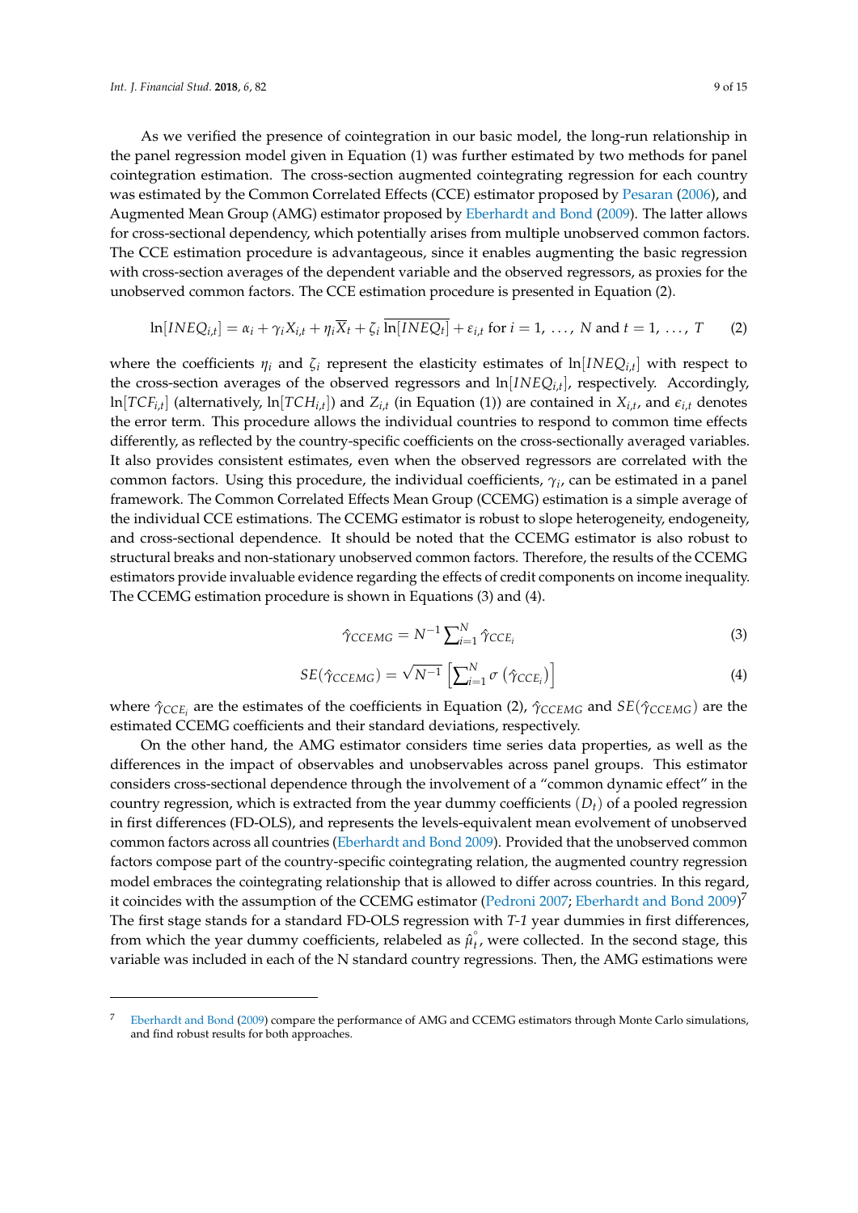As we verified the presence of cointegration in our basic model, the long-run relationship in the panel regression model given in Equation (1) was further estimated by two methods for panel cointegration estimation. The cross-section augmented cointegrating regression for each country was estimated by the Common Correlated Effects (CCE) estimator proposed by Pesaran (2006), and Augmented Mean Group (AMG) estimator proposed by Eberhardt and Bond (2009). The latter allows for cross-sectional dependency, which potentially arises from multiple unobserved common factors. The CCE estimation procedure is advantageous, since it enables augmenting the basic regression with cross-section averages of the dependent variable and the observed regressors, as proxies for the unobserved common factors. The CCE estimation procedure is presented in Equation (2).

$$\ln[INEQ_{i,t}] = \alpha_i + \gamma_i X_{i,t} + \eta_i \overline{X}_t + \zeta_i \, \overline{\ln[INEQ_t]} + \varepsilon_{i,t} \text{ for } i = 1, \ldots, N \text{ and } t = 1, \ldots, T \quad (2)$$

where the coefficients $\eta_i$ and $\zeta_i$ represent the elasticity estimates of $\ln[INEQ_{i,t}]$ with respect to the cross-section averages of the observed regressors and $\ln[INEQ_{i,t}]$, respectively. Accordingly, $\ln[TCF_{i,t}]$ (alternatively, $\ln[TCH_{i,t}]$) and $Z_{i,t}$ (in Equation (1)) are contained in $X_{i,t}$, and $\epsilon_{i,t}$ denotes the error term. This procedure allows the individual countries to respond to common time effects differently, as reflected by the country-specific coefficients on the cross-sectionally averaged variables. It also provides consistent estimates, even when the observed regressors are correlated with the common factors. Using this procedure, the individual coefficients, $\gamma_i$, can be estimated in a panel framework. The Common Correlated Effects Mean Group (CCEMG) estimation is a simple average of the individual CCE estimations. The CCEMG estimator is robust to slope heterogeneity, endogeneity, and cross-sectional dependence. It should be noted that the CCEMG estimator is also robust to structural breaks and non-stationary unobserved common factors. Therefore, the results of the CCEMG estimators provide invaluable evidence regarding the effects of credit components on income inequality. The CCEMG estimation procedure is shown in Equations (3) and (4).

$$\hat{\gamma}_{CCEMG} = N^{-1} \sum_{i=1}^{N} \hat{\gamma}_{CCE_i} \quad (3)$$

$$SE(\hat{\gamma}_{CCEMG}) = \sqrt{N^{-1}} \left[ \sum_{i=1}^{N} \sigma\left(\hat{\gamma}_{CCE_i}\right) \right] \quad (4)$$

where $\hat{\gamma}_{CCE_i}$ are the estimates of the coefficients in Equation (2), $\hat{\gamma}_{CCEMG}$ and $SE(\hat{\gamma}_{CCEMG})$ are the estimated CCEMG coefficients and their standard deviations, respectively.

On the other hand, the AMG estimator considers time series data properties, as well as the differences in the impact of observables and unobservables across panel groups. This estimator considers cross-sectional dependence through the involvement of a "common dynamic effect" in the country regression, which is extracted from the year dummy coefficients ($D_t$) of a pooled regression in first differences (FD-OLS), and represents the levels-equivalent mean evolvement of unobserved common factors across all countries (Eberhardt and Bond 2009). Provided that the unobserved common factors compose part of the country-specific cointegrating relation, the augmented country regression model embraces the cointegrating relationship that is allowed to differ across countries. In this regard, it coincides with the assumption of the CCEMG estimator (Pedroni 2007; Eberhardt and Bond 2009)[7] The first stage stands for a standard FD-OLS regression with *T-1* year dummies in first differences, from which the year dummy coefficients, relabeled as $\hat{\mu}_t^{\circ}$, were collected. In the second stage, this variable was included in each of the N standard country regressions. Then, the AMG estimations were

---

[7] Eberhardt and Bond (2009) compare the performance of AMG and CCEMG estimators through Monte Carlo simulations, and find robust results for both approaches.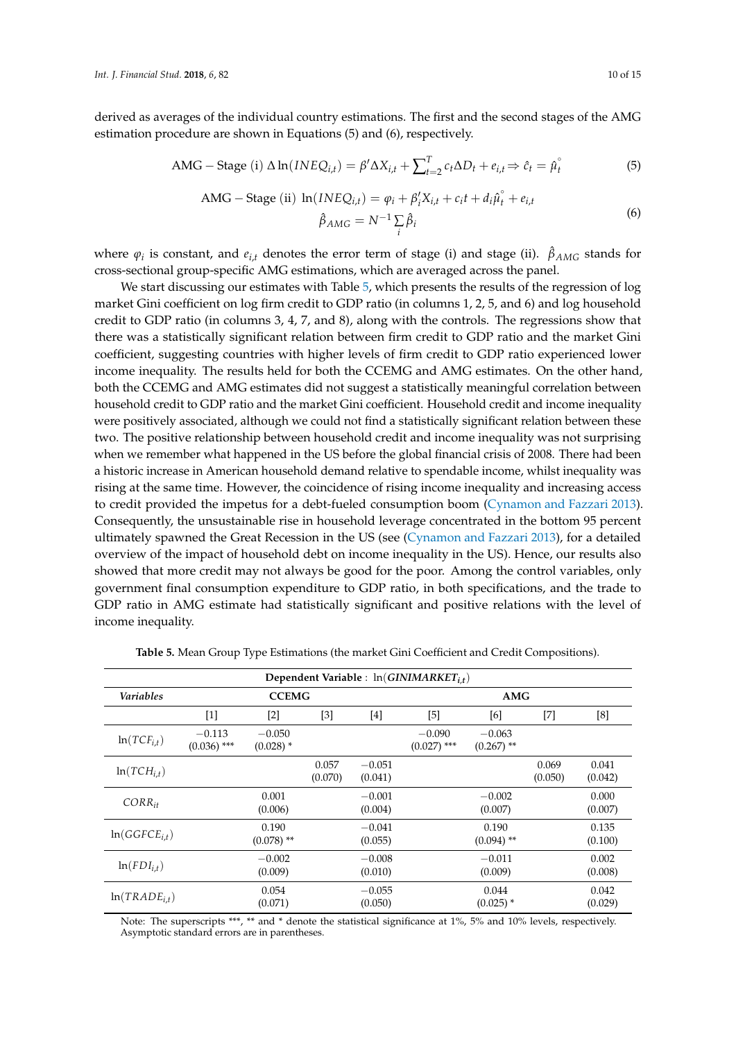derived as averages of the individual country estimations. The first and the second stages of the AMG estimation procedure are shown in Equations (5) and (6), respectively.

$$\text{AMG} - \text{Stage (i) } \Delta \ln(INEQ_{i,t}) = \beta' \Delta X_{i,t} + \sum_{t=2}^{T} c_t \Delta D_t + e_{i,t} \Rightarrow \hat{c}_t = \hat{\mu}_t^{\circ} \tag{5}$$

$$\begin{gathered} \text{AMG} - \text{Stage (ii) } \ln(INEQ_{i,t}) = \varphi_i + \beta_i' X_{i,t} + c_i t + d_i \hat{\mu}_t^{\circ} + e_{i,t} \\ \hat{\beta}_{AMG} = N^{-1} \sum_i \hat{\beta}_i \end{gathered} \tag{6}$$

where $\varphi_i$ is constant, and $e_{i,t}$ denotes the error term of stage (i) and stage (ii). $\hat{\beta}_{AMG}$ stands for cross-sectional group-specific AMG estimations, which are averaged across the panel.

We start discussing our estimates with Table 5, which presents the results of the regression of log market Gini coefficient on log firm credit to GDP ratio (in columns 1, 2, 5, and 6) and log household credit to GDP ratio (in columns 3, 4, 7, and 8), along with the controls. The regressions show that there was a statistically significant relation between firm credit to GDP ratio and the market Gini coefficient, suggesting countries with higher levels of firm credit to GDP ratio experienced lower income inequality. The results held for both the CCEMG and AMG estimates. On the other hand, both the CCEMG and AMG estimates did not suggest a statistically meaningful correlation between household credit to GDP ratio and the market Gini coefficient. Household credit and income inequality were positively associated, although we could not find a statistically significant relation between these two. The positive relationship between household credit and income inequality was not surprising when we remember what happened in the US before the global financial crisis of 2008. There had been a historic increase in American household demand relative to spendable income, whilst inequality was rising at the same time. However, the coincidence of rising income inequality and increasing access to credit provided the impetus for a debt-fueled consumption boom (Cynamon and Fazzari 2013). Consequently, the unsustainable rise in household leverage concentrated in the bottom 95 percent ultimately spawned the Great Recession in the US (see (Cynamon and Fazzari 2013), for a detailed overview of the impact of household debt on income inequality in the US). Hence, our results also showed that more credit may not always be good for the poor. Among the control variables, only government final consumption expenditure to GDP ratio, in both specifications, and the trade to GDP ratio in AMG estimate had statistically significant and positive relations with the level of income inequality.

**Table 5.** Mean Group Type Estimations (the market Gini Coefficient and Credit Compositions).

| Dependent Variable: $\ln(GINIMARKET_{i,t})$ | | | | | | | | |
|---|---|---|---|---|---|---|---|---|
| *Variables* | **CCEMG** | | | | **AMG** | | | |
| | [1] | [2] | [3] | [4] | [5] | [6] | [7] | [8] |
| $\ln(TCF_{i,t})$ | −0.113 (0.036) *** | −0.050 (0.028) * | | | −0.090 (0.027) *** | −0.063 (0.267) ** | | |
| $\ln(TCH_{i,t})$ | | | 0.057 (0.070) | −0.051 (0.041) | | | 0.069 (0.050) | 0.041 (0.042) |
| $CORR_{it}$ | | 0.001 (0.006) | | −0.001 (0.004) | | −0.002 (0.007) | | 0.000 (0.007) |
| $\ln(GGFCE_{i,t})$ | | 0.190 (0.078) ** | | −0.041 (0.055) | | 0.190 (0.094) ** | | 0.135 (0.100) |
| $\ln(FDI_{i,t})$ | | −0.002 (0.009) | | −0.008 (0.010) | | −0.011 (0.009) | | 0.002 (0.008) |
| $\ln(TRADE_{i,t})$ | | 0.054 (0.071) | | −0.055 (0.050) | | 0.044 (0.025) * | | 0.042 (0.029) |

Note: The superscripts ***, ** and * denote the statistical significance at 1%, 5% and 10% levels, respectively. Asymptotic standard errors are in parentheses.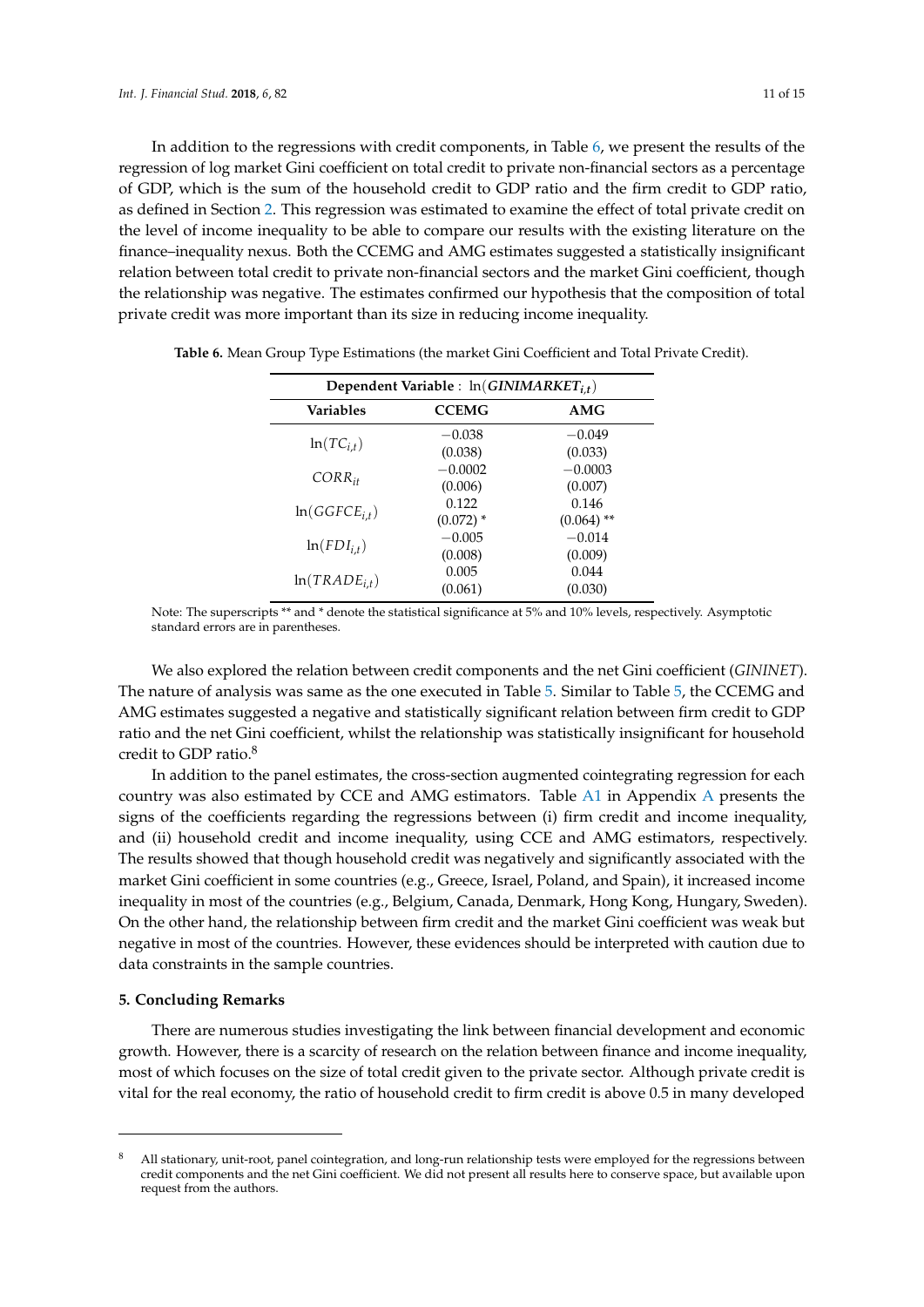In addition to the regressions with credit components, in Table 6, we present the results of the regression of log market Gini coefficient on total credit to private non-financial sectors as a percentage of GDP, which is the sum of the household credit to GDP ratio and the firm credit to GDP ratio, as defined in Section 2. This regression was estimated to examine the effect of total private credit on the level of income inequality to be able to compare our results with the existing literature on the finance–inequality nexus. Both the CCEMG and AMG estimates suggested a statistically insignificant relation between total credit to private non-financial sectors and the market Gini coefficient, though the relationship was negative. The estimates confirmed our hypothesis that the composition of total private credit was more important than its size in reducing income inequality.

**Table 6.** Mean Group Type Estimations (the market Gini Coefficient and Total Private Credit).

| **Dependent Variable** : $\ln(GINIMARKET_{i,t})$ | | |
|---|---|---|
| **Variables** | **CCEMG** | **AMG** |
| $\ln(TC_{i,t})$ | −0.038 (0.038) | −0.049 (0.033) |
| $CORR_{it}$ | −0.0002 (0.006) | −0.0003 (0.007) |
| $\ln(GGFCE_{i,t})$ | 0.122 (0.072) * | 0.146 (0.064) ** |
| $\ln(FDI_{i,t})$ | −0.005 (0.008) | −0.014 (0.009) |
| $\ln(TRADE_{i,t})$ | 0.005 (0.061) | 0.044 (0.030) |

Note: The superscripts ** and * denote the statistical significance at 5% and 10% levels, respectively. Asymptotic standard errors are in parentheses.

We also explored the relation between credit components and the net Gini coefficient (*GININET*). The nature of analysis was same as the one executed in Table 5. Similar to Table 5, the CCEMG and AMG estimates suggested a negative and statistically significant relation between firm credit to GDP ratio and the net Gini coefficient, whilst the relationship was statistically insignificant for household credit to GDP ratio.[8]

In addition to the panel estimates, the cross-section augmented cointegrating regression for each country was also estimated by CCE and AMG estimators. Table A1 in Appendix A presents the signs of the coefficients regarding the regressions between (i) firm credit and income inequality, and (ii) household credit and income inequality, using CCE and AMG estimators, respectively. The results showed that though household credit was negatively and significantly associated with the market Gini coefficient in some countries (e.g., Greece, Israel, Poland, and Spain), it increased income inequality in most of the countries (e.g., Belgium, Canada, Denmark, Hong Kong, Hungary, Sweden). On the other hand, the relationship between firm credit and the market Gini coefficient was weak but negative in most of the countries. However, these evidences should be interpreted with caution due to data constraints in the sample countries.

## 5. Concluding Remarks

There are numerous studies investigating the link between financial development and economic growth. However, there is a scarcity of research on the relation between finance and income inequality, most of which focuses on the size of total credit given to the private sector. Although private credit is vital for the real economy, the ratio of household credit to firm credit is above 0.5 in many developed

[8] All stationary, unit-root, panel cointegration, and long-run relationship tests were employed for the regressions between credit components and the net Gini coefficient. We did not present all results here to conserve space, but available upon request from the authors.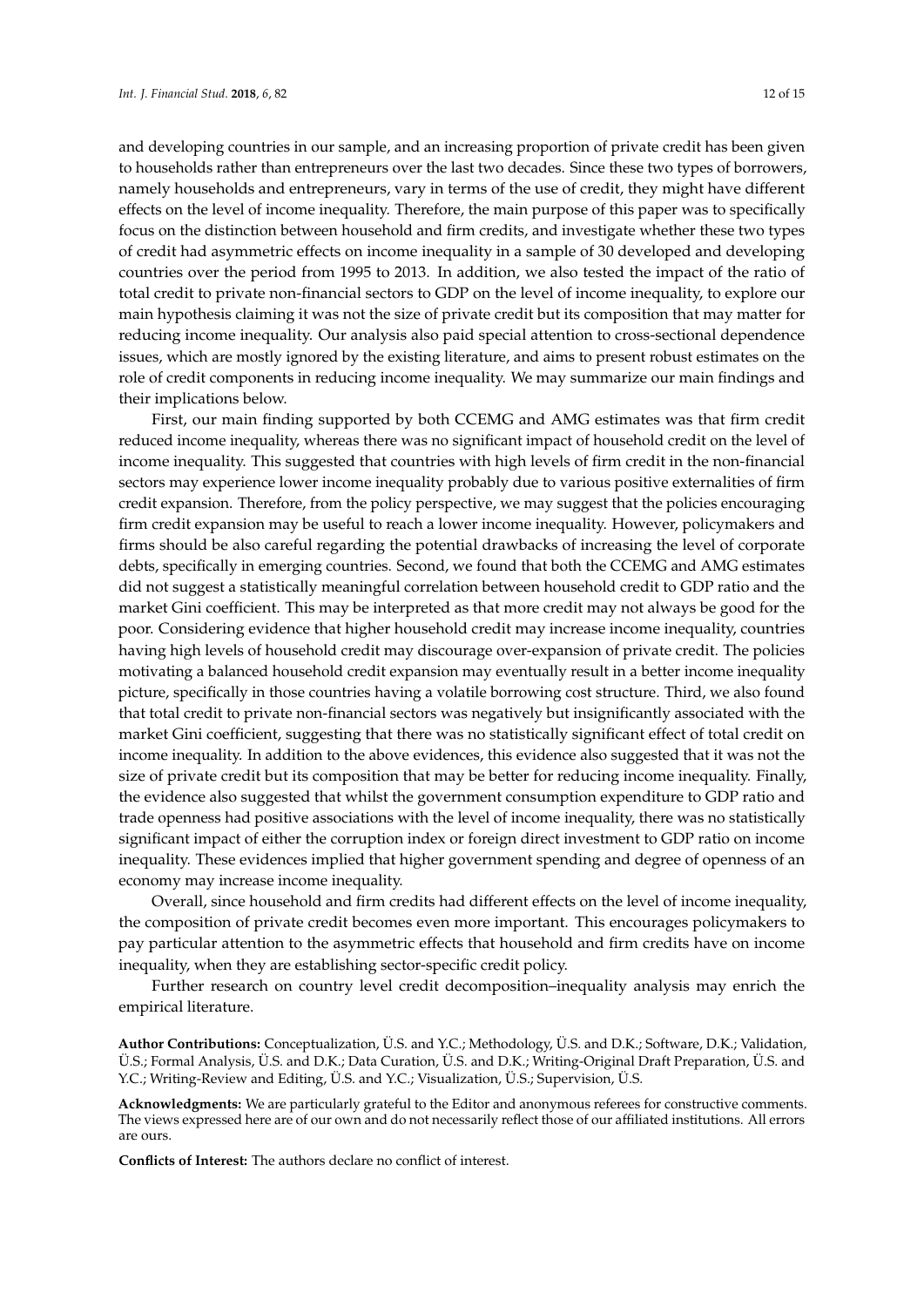and developing countries in our sample, and an increasing proportion of private credit has been given to households rather than entrepreneurs over the last two decades. Since these two types of borrowers, namely households and entrepreneurs, vary in terms of the use of credit, they might have different effects on the level of income inequality. Therefore, the main purpose of this paper was to specifically focus on the distinction between household and firm credits, and investigate whether these two types of credit had asymmetric effects on income inequality in a sample of 30 developed and developing countries over the period from 1995 to 2013. In addition, we also tested the impact of the ratio of total credit to private non-financial sectors to GDP on the level of income inequality, to explore our main hypothesis claiming it was not the size of private credit but its composition that may matter for reducing income inequality. Our analysis also paid special attention to cross-sectional dependence issues, which are mostly ignored by the existing literature, and aims to present robust estimates on the role of credit components in reducing income inequality. We may summarize our main findings and their implications below.

First, our main finding supported by both CCEMG and AMG estimates was that firm credit reduced income inequality, whereas there was no significant impact of household credit on the level of income inequality. This suggested that countries with high levels of firm credit in the non-financial sectors may experience lower income inequality probably due to various positive externalities of firm credit expansion. Therefore, from the policy perspective, we may suggest that the policies encouraging firm credit expansion may be useful to reach a lower income inequality. However, policymakers and firms should be also careful regarding the potential drawbacks of increasing the level of corporate debts, specifically in emerging countries. Second, we found that both the CCEMG and AMG estimates did not suggest a statistically meaningful correlation between household credit to GDP ratio and the market Gini coefficient. This may be interpreted as that more credit may not always be good for the poor. Considering evidence that higher household credit may increase income inequality, countries having high levels of household credit may discourage over-expansion of private credit. The policies motivating a balanced household credit expansion may eventually result in a better income inequality picture, specifically in those countries having a volatile borrowing cost structure. Third, we also found that total credit to private non-financial sectors was negatively but insignificantly associated with the market Gini coefficient, suggesting that there was no statistically significant effect of total credit on income inequality. In addition to the above evidences, this evidence also suggested that it was not the size of private credit but its composition that may be better for reducing income inequality. Finally, the evidence also suggested that whilst the government consumption expenditure to GDP ratio and trade openness had positive associations with the level of income inequality, there was no statistically significant impact of either the corruption index or foreign direct investment to GDP ratio on income inequality. These evidences implied that higher government spending and degree of openness of an economy may increase income inequality.

Overall, since household and firm credits had different effects on the level of income inequality, the composition of private credit becomes even more important. This encourages policymakers to pay particular attention to the asymmetric effects that household and firm credits have on income inequality, when they are establishing sector-specific credit policy.

Further research on country level credit decomposition–inequality analysis may enrich the empirical literature.

**Author Contributions:** Conceptualization, Ü.S. and Y.C.; Methodology, Ü.S. and D.K.; Software, D.K.; Validation, Ü.S.; Formal Analysis, Ü.S. and D.K.; Data Curation, Ü.S. and D.K.; Writing-Original Draft Preparation, Ü.S. and Y.C.; Writing-Review and Editing, Ü.S. and Y.C.; Visualization, Ü.S.; Supervision, Ü.S.

**Acknowledgments:** We are particularly grateful to the Editor and anonymous referees for constructive comments. The views expressed here are of our own and do not necessarily reflect those of our affiliated institutions. All errors are ours.

**Conflicts of Interest:** The authors declare no conflict of interest.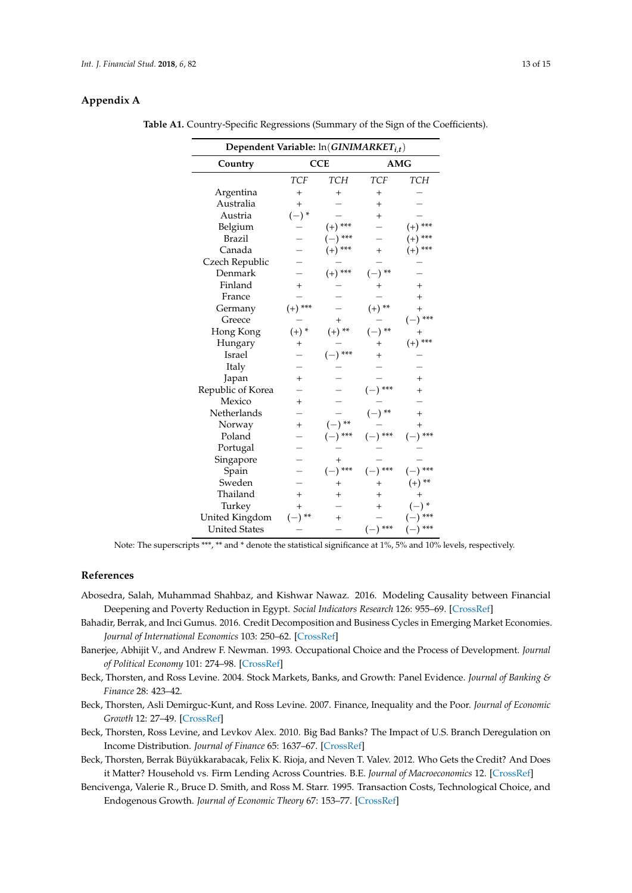## Appendix A

**Table A1.** Country-Specific Regressions (Summary of the Sign of the Coefficients).

| **Dependent Variable:** $\ln(GINIMARKET_{i,t})$ | | | | |
|---|---|---|---|---|
| **Country** | **CCE** | | **AMG** | |
| | *TCF* | *TCH* | *TCF* | *TCH* |
| Argentina | + | + | + | − |
| Australia | + | − | + | − |
| Austria | (−) * | − | + | − |
| Belgium | − | (+) *** | − | (+) *** |
| Brazil | − | (−) *** | − | (+) *** |
| Canada | − | (+) *** | + | (+) *** |
| Czech Republic | − | − | − | − |
| Denmark | − | (+) *** | (−) ** | − |
| Finland | + | − | + | + |
| France | − | − | − | + |
| Germany | (+) *** | − | (+) ** | + |
| Greece | − | + | − | (−) *** |
| Hong Kong | (+) * | (+) ** | (−) ** | + |
| Hungary | + | − | + | (+) *** |
| Israel | − | (−) *** | + | − |
| Italy | − | − | − | − |
| Japan | + | − | − | + |
| Republic of Korea | − | − | (−) *** | + |
| Mexico | + | − | − | − |
| Netherlands | − | − | (−) ** | + |
| Norway | + | (−) ** | − | + |
| Poland | − | (−) *** | (−) *** | (−) *** |
| Portugal | − | − | − | − |
| Singapore | − | + | − | − |
| Spain | − | (−) *** | (−) *** | (−) *** |
| Sweden | − | + | + | (+) ** |
| Thailand | + | + | + | + |
| Turkey | + | − | + | (−) * |
| United Kingdom | (−) ** | + | − | (−) *** |
| United States | − | − | (−) *** | (−) *** |

Note: The superscripts ***, ** and * denote the statistical significance at 1%, 5% and 10% levels, respectively.

## References

Abosedra, Salah, Muhammad Shahbaz, and Kishwar Nawaz. 2016. Modeling Causality between Financial Deepening and Poverty Reduction in Egypt. *Social Indicators Research* 126: 955–69. [CrossRef]

Bahadir, Berrak, and Inci Gumus. 2016. Credit Decomposition and Business Cycles in Emerging Market Economies. *Journal of International Economics* 103: 250–62. [CrossRef]

Banerjee, Abhijit V., and Andrew F. Newman. 1993. Occupational Choice and the Process of Development. *Journal of Political Economy* 101: 274–98. [CrossRef]

Beck, Thorsten, and Ross Levine. 2004. Stock Markets, Banks, and Growth: Panel Evidence. *Journal of Banking & Finance* 28: 423–42.

Beck, Thorsten, Asli Demirguc-Kunt, and Ross Levine. 2007. Finance, Inequality and the Poor. *Journal of Economic Growth* 12: 27–49. [CrossRef]

Beck, Thorsten, Ross Levine, and Levkov Alex. 2010. Big Bad Banks? The Impact of U.S. Branch Deregulation on Income Distribution. *Journal of Finance* 65: 1637–67. [CrossRef]

Beck, Thorsten, Berrak Büyükkarabacak, Felix K. Rioja, and Neven T. Valev. 2012. Who Gets the Credit? And Does it Matter? Household vs. Firm Lending Across Countries. B.E. *Journal of Macroeconomics* 12. [CrossRef]

Bencivenga, Valerie R., Bruce D. Smith, and Ross M. Starr. 1995. Transaction Costs, Technological Choice, and Endogenous Growth. *Journal of Economic Theory* 67: 153–77. [CrossRef]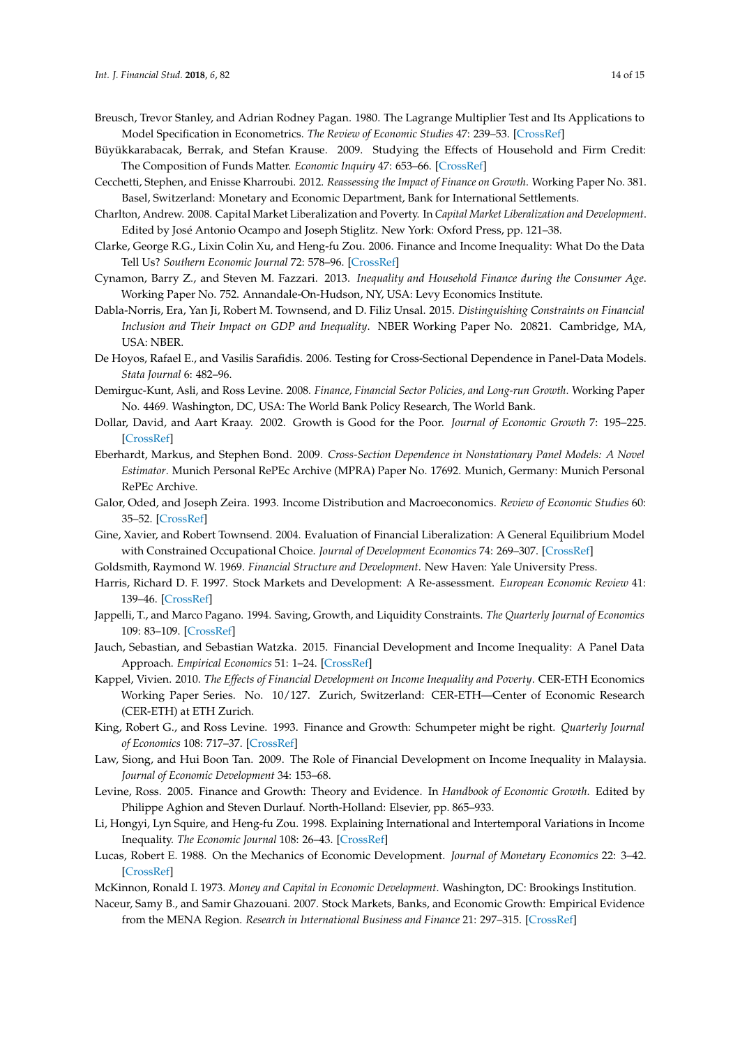Breusch, Trevor Stanley, and Adrian Rodney Pagan. 1980. The Lagrange Multiplier Test and Its Applications to Model Specification in Econometrics. *The Review of Economic Studies* 47: 239–53. [CrossRef]

Büyükkarabacak, Berrak, and Stefan Krause. 2009. Studying the Effects of Household and Firm Credit: The Composition of Funds Matter. *Economic Inquiry* 47: 653–66. [CrossRef]

Cecchetti, Stephen, and Enisse Kharroubi. 2012. *Reassessing the Impact of Finance on Growth*. Working Paper No. 381. Basel, Switzerland: Monetary and Economic Department, Bank for International Settlements.

Charlton, Andrew. 2008. Capital Market Liberalization and Poverty. In *Capital Market Liberalization and Development*. Edited by José Antonio Ocampo and Joseph Stiglitz. New York: Oxford Press, pp. 121–38.

Clarke, George R.G., Lixin Colin Xu, and Heng-fu Zou. 2006. Finance and Income Inequality: What Do the Data Tell Us? *Southern Economic Journal* 72: 578–96. [CrossRef]

Cynamon, Barry Z., and Steven M. Fazzari. 2013. *Inequality and Household Finance during the Consumer Age*. Working Paper No. 752. Annandale-On-Hudson, NY, USA: Levy Economics Institute.

Dabla-Norris, Era, Yan Ji, Robert M. Townsend, and D. Filiz Unsal. 2015. *Distinguishing Constraints on Financial Inclusion and Their Impact on GDP and Inequality*. NBER Working Paper No. 20821. Cambridge, MA, USA: NBER.

De Hoyos, Rafael E., and Vasilis Sarafidis. 2006. Testing for Cross-Sectional Dependence in Panel-Data Models. *Stata Journal* 6: 482–96.

Demirguc-Kunt, Asli, and Ross Levine. 2008. *Finance, Financial Sector Policies, and Long-run Growth*. Working Paper No. 4469. Washington, DC, USA: The World Bank Policy Research, The World Bank.

Dollar, David, and Aart Kraay. 2002. Growth is Good for the Poor. *Journal of Economic Growth* 7: 195–225. [CrossRef]

Eberhardt, Markus, and Stephen Bond. 2009. *Cross-Section Dependence in Nonstationary Panel Models: A Novel Estimator*. Munich Personal RePEc Archive (MPRA) Paper No. 17692. Munich, Germany: Munich Personal RePEc Archive.

Galor, Oded, and Joseph Zeira. 1993. Income Distribution and Macroeconomics. *Review of Economic Studies* 60: 35–52. [CrossRef]

Gine, Xavier, and Robert Townsend. 2004. Evaluation of Financial Liberalization: A General Equilibrium Model with Constrained Occupational Choice. *Journal of Development Economics* 74: 269–307. [CrossRef]

Goldsmith, Raymond W. 1969. *Financial Structure and Development*. New Haven: Yale University Press.

Harris, Richard D. F. 1997. Stock Markets and Development: A Re-assessment. *European Economic Review* 41: 139–46. [CrossRef]

Jappelli, T., and Marco Pagano. 1994. Saving, Growth, and Liquidity Constraints. *The Quarterly Journal of Economics* 109: 83–109. [CrossRef]

Jauch, Sebastian, and Sebastian Watzka. 2015. Financial Development and Income Inequality: A Panel Data Approach. *Empirical Economics* 51: 1–24. [CrossRef]

Kappel, Vivien. 2010. *The Effects of Financial Development on Income Inequality and Poverty*. CER-ETH Economics Working Paper Series. No. 10/127. Zurich, Switzerland: CER-ETH—Center of Economic Research (CER-ETH) at ETH Zurich.

King, Robert G., and Ross Levine. 1993. Finance and Growth: Schumpeter might be right. *Quarterly Journal of Economics* 108: 717–37. [CrossRef]

Law, Siong, and Hui Boon Tan. 2009. The Role of Financial Development on Income Inequality in Malaysia. *Journal of Economic Development* 34: 153–68.

Levine, Ross. 2005. Finance and Growth: Theory and Evidence. In *Handbook of Economic Growth*. Edited by Philippe Aghion and Steven Durlauf. North-Holland: Elsevier, pp. 865–933.

Li, Hongyi, Lyn Squire, and Heng-fu Zou. 1998. Explaining International and Intertemporal Variations in Income Inequality. *The Economic Journal* 108: 26–43. [CrossRef]

Lucas, Robert E. 1988. On the Mechanics of Economic Development. *Journal of Monetary Economics* 22: 3–42. [CrossRef]

McKinnon, Ronald I. 1973. *Money and Capital in Economic Development*. Washington, DC: Brookings Institution.

Naceur, Samy B., and Samir Ghazouani. 2007. Stock Markets, Banks, and Economic Growth: Empirical Evidence from the MENA Region. *Research in International Business and Finance* 21: 297–315. [CrossRef]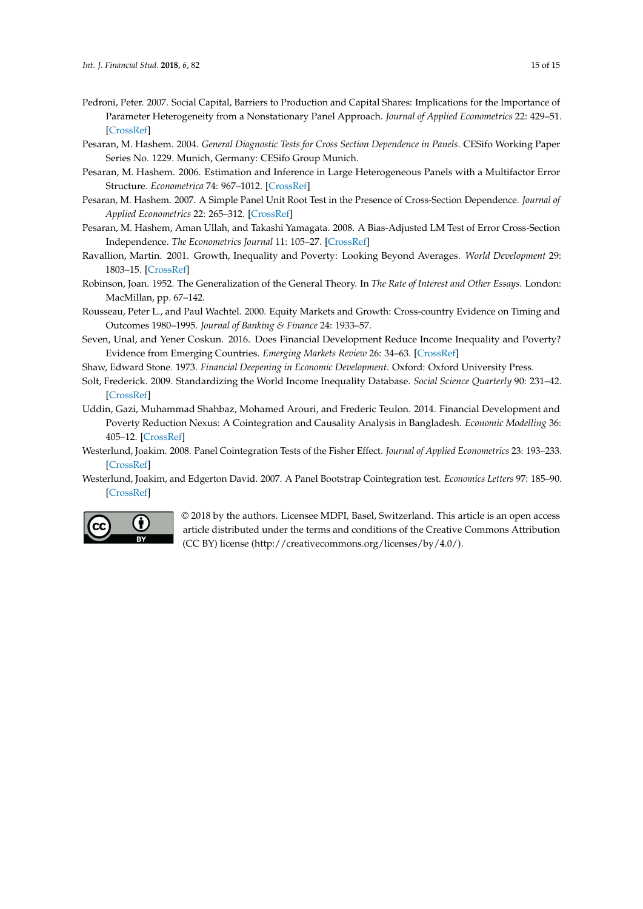Pedroni, Peter. 2007. Social Capital, Barriers to Production and Capital Shares: Implications for the Importance of Parameter Heterogeneity from a Nonstationary Panel Approach. *Journal of Applied Econometrics* 22: 429–51. [CrossRef]

Pesaran, M. Hashem. 2004. *General Diagnostic Tests for Cross Section Dependence in Panels*. CESifo Working Paper Series No. 1229. Munich, Germany: CESifo Group Munich.

Pesaran, M. Hashem. 2006. Estimation and Inference in Large Heterogeneous Panels with a Multifactor Error Structure. *Econometrica* 74: 967–1012. [CrossRef]

Pesaran, M. Hashem. 2007. A Simple Panel Unit Root Test in the Presence of Cross-Section Dependence. *Journal of Applied Econometrics* 22: 265–312. [CrossRef]

Pesaran, M. Hashem, Aman Ullah, and Takashi Yamagata. 2008. A Bias-Adjusted LM Test of Error Cross-Section Independence. *The Econometrics Journal* 11: 105–27. [CrossRef]

Ravallion, Martin. 2001. Growth, Inequality and Poverty: Looking Beyond Averages. *World Development* 29: 1803–15. [CrossRef]

Robinson, Joan. 1952. The Generalization of the General Theory. In *The Rate of Interest and Other Essays*. London: MacMillan, pp. 67–142.

Rousseau, Peter L., and Paul Wachtel. 2000. Equity Markets and Growth: Cross-country Evidence on Timing and Outcomes 1980–1995. *Journal of Banking & Finance* 24: 1933–57.

Seven, Unal, and Yener Coskun. 2016. Does Financial Development Reduce Income Inequality and Poverty? Evidence from Emerging Countries. *Emerging Markets Review* 26: 34–63. [CrossRef]

Shaw, Edward Stone. 1973. *Financial Deepening in Economic Development*. Oxford: Oxford University Press.

Solt, Frederick. 2009. Standardizing the World Income Inequality Database. *Social Science Quarterly* 90: 231–42. [CrossRef]

Uddin, Gazi, Muhammad Shahbaz, Mohamed Arouri, and Frederic Teulon. 2014. Financial Development and Poverty Reduction Nexus: A Cointegration and Causality Analysis in Bangladesh. *Economic Modelling* 36: 405–12. [CrossRef]

Westerlund, Joakim. 2008. Panel Cointegration Tests of the Fisher Effect. *Journal of Applied Econometrics* 23: 193–233. [CrossRef]

Westerlund, Joakim, and Edgerton David. 2007. A Panel Bootstrap Cointegration test. *Economics Letters* 97: 185–90. [CrossRef]

© 2018 by the authors. Licensee MDPI, Basel, Switzerland. This article is an open access article distributed under the terms and conditions of the Creative Commons Attribution (CC BY) license (http://creativecommons.org/licenses/by/4.0/).